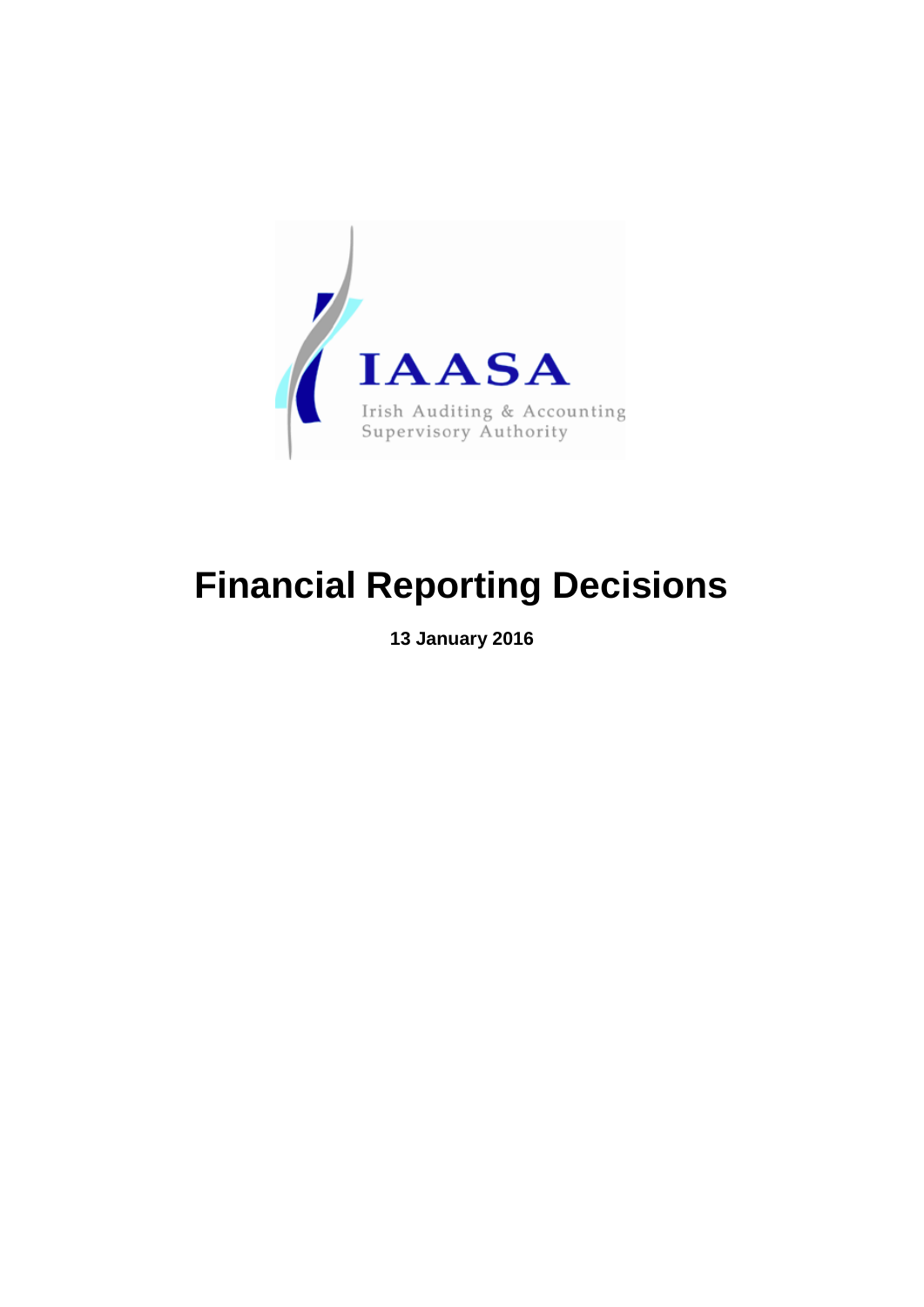IAASA

Irish Auditing & Accounting Supervisory Authority

# Financial Reporting Decisions

**13 January 2016**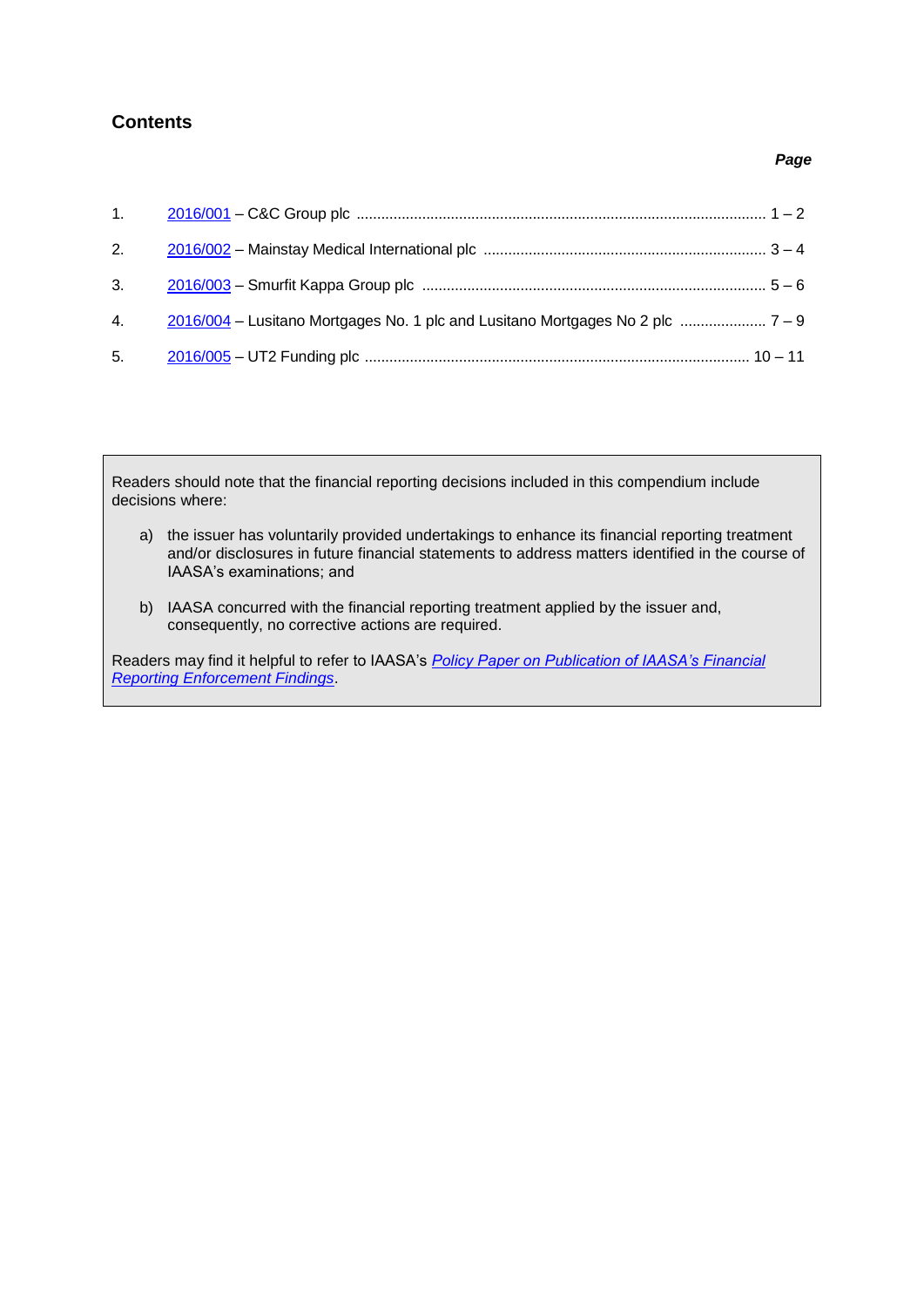## Contents

| | | *Page* |
|---|---|---|
| 1. | 2016/001 – C&C Group plc | 1 – 2 |
| 2. | 2016/002 – Mainstay Medical International plc | 3 – 4 |
| 3. | 2016/003 – Smurfit Kappa Group plc | 5 – 6 |
| 4. | 2016/004 – Lusitano Mortgages No. 1 plc and Lusitano Mortgages No 2 plc | 7 – 9 |
| 5. | 2016/005 – UT2 Funding plc | 10 – 11 |

Readers should note that the financial reporting decisions included in this compendium include decisions where:

a) the issuer has voluntarily provided undertakings to enhance its financial reporting treatment and/or disclosures in future financial statements to address matters identified in the course of IAASA's examinations; and

b) IAASA concurred with the financial reporting treatment applied by the issuer and, consequently, no corrective actions are required.

Readers may find it helpful to refer to IAASA's *Policy Paper on Publication of IAASA's Financial Reporting Enforcement Findings*.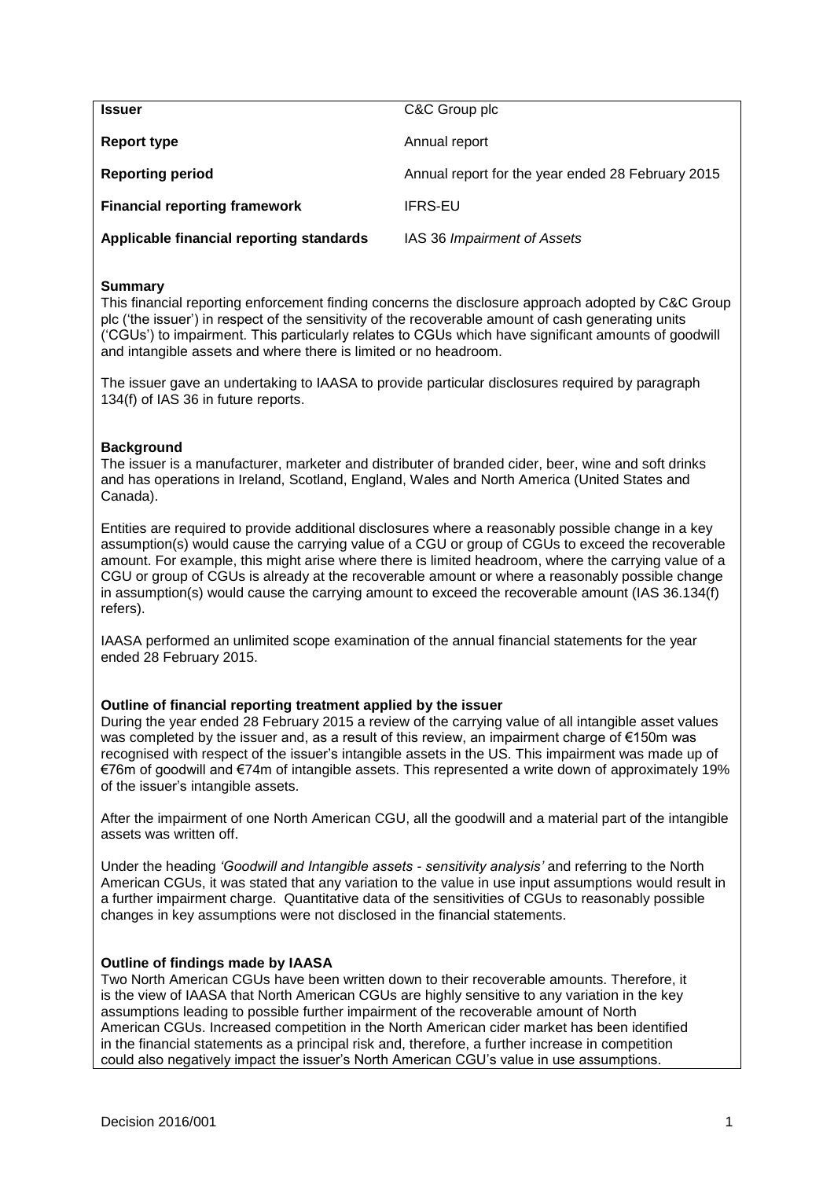| | |
|---|---|
| **Issuer** | C&C Group plc |
| **Report type** | Annual report |
| **Reporting period** | Annual report for the year ended 28 February 2015 |
| **Financial reporting framework** | IFRS-EU |
| **Applicable financial reporting standards** | IAS 36 *Impairment of Assets* |

**Summary**

This financial reporting enforcement finding concerns the disclosure approach adopted by C&C Group plc ('the issuer') in respect of the sensitivity of the recoverable amount of cash generating units ('CGUs') to impairment. This particularly relates to CGUs which have significant amounts of goodwill and intangible assets and where there is limited or no headroom.

The issuer gave an undertaking to IAASA to provide particular disclosures required by paragraph 134(f) of IAS 36 in future reports.

**Background**

The issuer is a manufacturer, marketer and distributer of branded cider, beer, wine and soft drinks and has operations in Ireland, Scotland, England, Wales and North America (United States and Canada).

Entities are required to provide additional disclosures where a reasonably possible change in a key assumption(s) would cause the carrying value of a CGU or group of CGUs to exceed the recoverable amount. For example, this might arise where there is limited headroom, where the carrying value of a CGU or group of CGUs is already at the recoverable amount or where a reasonably possible change in assumption(s) would cause the carrying amount to exceed the recoverable amount (IAS 36.134(f) refers).

IAASA performed an unlimited scope examination of the annual financial statements for the year ended 28 February 2015.

**Outline of financial reporting treatment applied by the issuer**

During the year ended 28 February 2015 a review of the carrying value of all intangible asset values was completed by the issuer and, as a result of this review, an impairment charge of €150m was recognised with respect of the issuer's intangible assets in the US. This impairment was made up of €76m of goodwill and €74m of intangible assets. This represented a write down of approximately 19% of the issuer's intangible assets.

After the impairment of one North American CGU, all the goodwill and a material part of the intangible assets was written off.

Under the heading *'Goodwill and Intangible assets - sensitivity analysis'* and referring to the North American CGUs, it was stated that any variation to the value in use input assumptions would result in a further impairment charge. Quantitative data of the sensitivities of CGUs to reasonably possible changes in key assumptions were not disclosed in the financial statements.

**Outline of findings made by IAASA**

Two North American CGUs have been written down to their recoverable amounts. Therefore, it is the view of IAASA that North American CGUs are highly sensitive to any variation in the key assumptions leading to possible further impairment of the recoverable amount of North American CGUs. Increased competition in the North American cider market has been identified in the financial statements as a principal risk and, therefore, a further increase in competition could also negatively impact the issuer's North American CGU's value in use assumptions.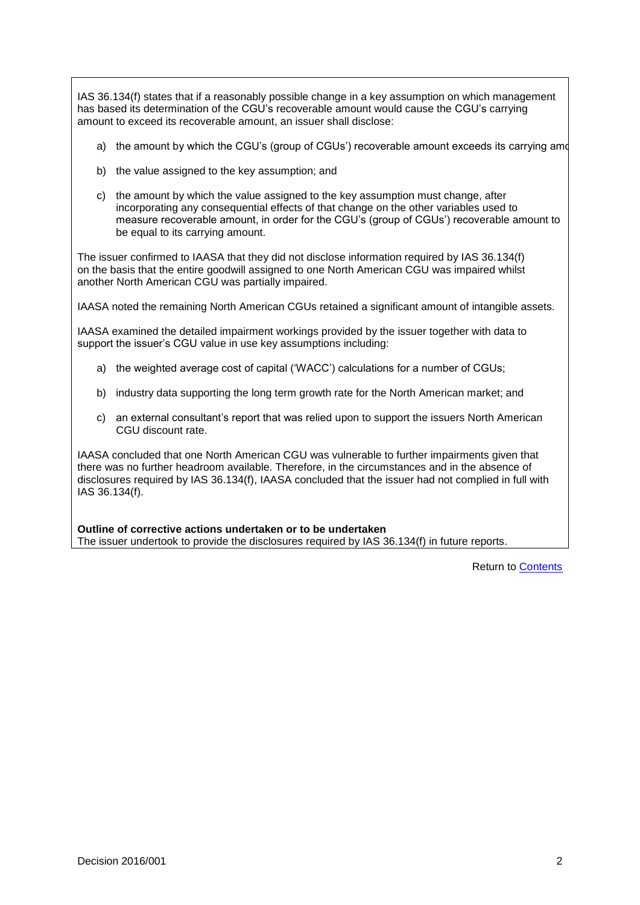IAS 36.134(f) states that if a reasonably possible change in a key assumption on which management has based its determination of the CGU's recoverable amount would cause the CGU's carrying amount to exceed its recoverable amount, an issuer shall disclose:

a) the amount by which the CGU's (group of CGUs') recoverable amount exceeds its carrying amo

b) the value assigned to the key assumption; and

c) the amount by which the value assigned to the key assumption must change, after incorporating any consequential effects of that change on the other variables used to measure recoverable amount, in order for the CGU's (group of CGUs') recoverable amount to be equal to its carrying amount.

The issuer confirmed to IAASA that they did not disclose information required by IAS 36.134(f) on the basis that the entire goodwill assigned to one North American CGU was impaired whilst another North American CGU was partially impaired.

IAASA noted the remaining North American CGUs retained a significant amount of intangible assets.

IAASA examined the detailed impairment workings provided by the issuer together with data to support the issuer's CGU value in use key assumptions including:

a) the weighted average cost of capital ('WACC') calculations for a number of CGUs;

b) industry data supporting the long term growth rate for the North American market; and

c) an external consultant's report that was relied upon to support the issuers North American CGU discount rate.

IAASA concluded that one North American CGU was vulnerable to further impairments given that there was no further headroom available. Therefore, in the circumstances and in the absence of disclosures required by IAS 36.134(f), IAASA concluded that the issuer had not complied in full with IAS 36.134(f).

**Outline of corrective actions undertaken or to be undertaken**
The issuer undertook to provide the disclosures required by IAS 36.134(f) in future reports.

Return to Contents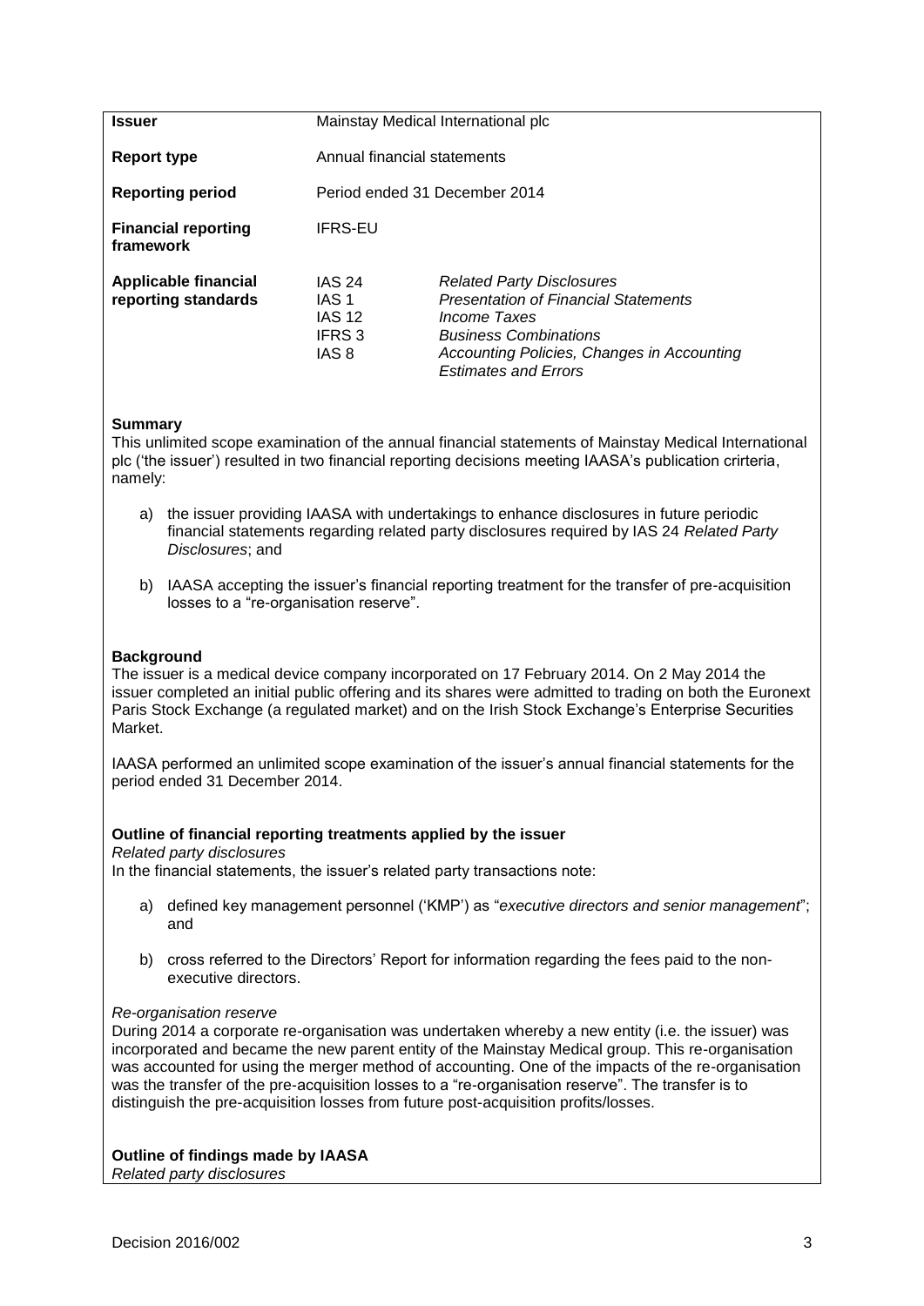| | | |
|---|---|---|
| **Issuer** | Mainstay Medical International plc | |
| **Report type** | Annual financial statements | |
| **Reporting period** | Period ended 31 December 2014 | |
| **Financial reporting framework** | IFRS-EU | |
| **Applicable financial reporting standards** | IAS 24<br>IAS 1<br>IAS 12<br>IFRS 3<br>IAS 8 | *Related Party Disclosures*<br>*Presentation of Financial Statements*<br>*Income Taxes*<br>*Business Combinations*<br>*Accounting Policies, Changes in Accounting Estimates and Errors* |

**Summary**

This unlimited scope examination of the annual financial statements of Mainstay Medical International plc ('the issuer') resulted in two financial reporting decisions meeting IAASA's publication crirteria, namely:

a) the issuer providing IAASA with undertakings to enhance disclosures in future periodic financial statements regarding related party disclosures required by IAS 24 *Related Party Disclosures*; and

b) IAASA accepting the issuer's financial reporting treatment for the transfer of pre-acquisition losses to a "re-organisation reserve".

**Background**

The issuer is a medical device company incorporated on 17 February 2014. On 2 May 2014 the issuer completed an initial public offering and its shares were admitted to trading on both the Euronext Paris Stock Exchange (a regulated market) and on the Irish Stock Exchange's Enterprise Securities Market.

IAASA performed an unlimited scope examination of the issuer's annual financial statements for the period ended 31 December 2014.

**Outline of financial reporting treatments applied by the issuer**

*Related party disclosures*

In the financial statements, the issuer's related party transactions note:

a) defined key management personnel ('KMP') as "*executive directors and senior management*"; and

b) cross referred to the Directors' Report for information regarding the fees paid to the non-executive directors.

*Re-organisation reserve*

During 2014 a corporate re-organisation was undertaken whereby a new entity (i.e. the issuer) was incorporated and became the new parent entity of the Mainstay Medical group. This re-organisation was accounted for using the merger method of accounting. One of the impacts of the re-organisation was the transfer of the pre-acquisition losses to a "re-organisation reserve". The transfer is to distinguish the pre-acquisition losses from future post-acquisition profits/losses.

**Outline of findings made by IAASA**

*Related party disclosures*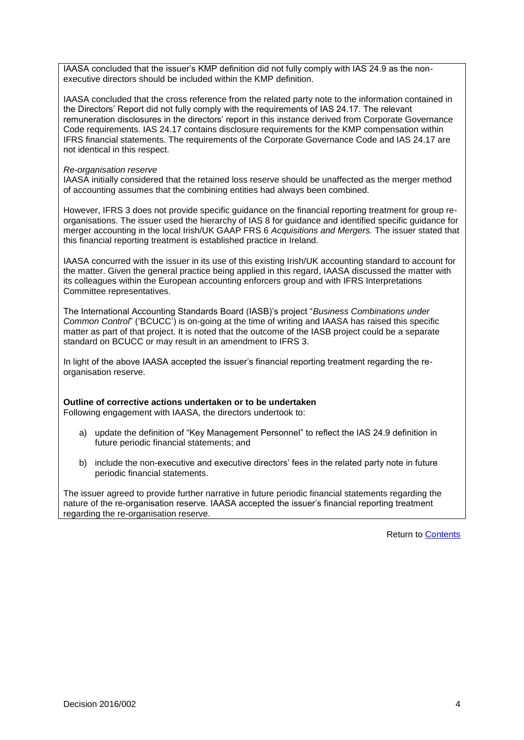IAASA concluded that the issuer's KMP definition did not fully comply with IAS 24.9 as the non-executive directors should be included within the KMP definition.

IAASA concluded that the cross reference from the related party note to the information contained in the Directors' Report did not fully comply with the requirements of IAS 24.17. The relevant remuneration disclosures in the directors' report in this instance derived from Corporate Governance Code requirements. IAS 24.17 contains disclosure requirements for the KMP compensation within IFRS financial statements. The requirements of the Corporate Governance Code and IAS 24.17 are not identical in this respect.

*Re-organisation reserve*

IAASA initially considered that the retained loss reserve should be unaffected as the merger method of accounting assumes that the combining entities had always been combined.

However, IFRS 3 does not provide specific guidance on the financial reporting treatment for group re-organisations. The issuer used the hierarchy of IAS 8 for guidance and identified specific guidance for merger accounting in the local Irish/UK GAAP FRS 6 *Acquisitions and Mergers.* The issuer stated that this financial reporting treatment is established practice in Ireland.

IAASA concurred with the issuer in its use of this existing Irish/UK accounting standard to account for the matter. Given the general practice being applied in this regard, IAASA discussed the matter with its colleagues within the European accounting enforcers group and with IFRS Interpretations Committee representatives.

The International Accounting Standards Board (IASB)'s project "*Business Combinations under Common Control*" ('BCUCC') is on-going at the time of writing and IAASA has raised this specific matter as part of that project. It is noted that the outcome of the IASB project could be a separate standard on BCUCC or may result in an amendment to IFRS 3.

In light of the above IAASA accepted the issuer's financial reporting treatment regarding the re-organisation reserve.

**Outline of corrective actions undertaken or to be undertaken**

Following engagement with IAASA, the directors undertook to:

a) update the definition of "Key Management Personnel" to reflect the IAS 24.9 definition in future periodic financial statements; and

b) include the non-executive and executive directors' fees in the related party note in future periodic financial statements.

The issuer agreed to provide further narrative in future periodic financial statements regarding the nature of the re-organisation reserve. IAASA accepted the issuer's financial reporting treatment regarding the re-organisation reserve.

Return to Contents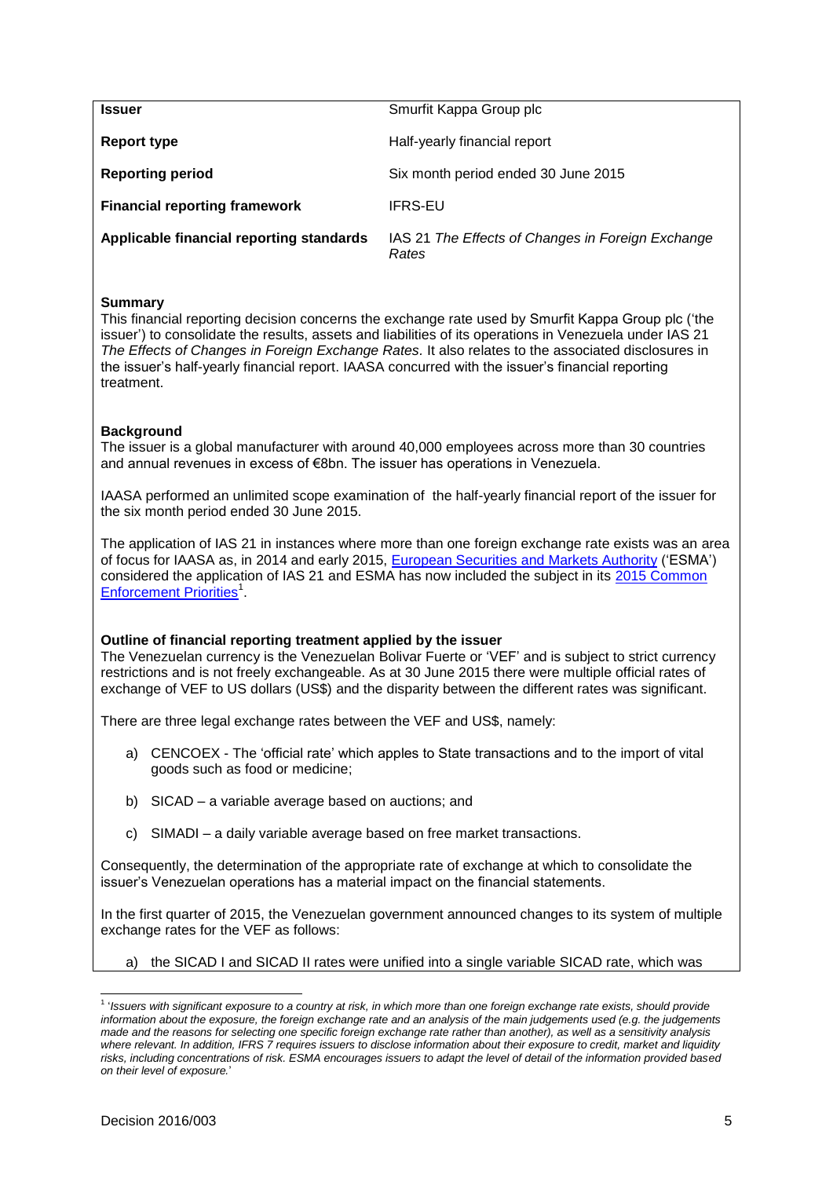| | |
|---|---|
| **Issuer** | Smurfit Kappa Group plc |
| **Report type** | Half-yearly financial report |
| **Reporting period** | Six month period ended 30 June 2015 |
| **Financial reporting framework** | IFRS-EU |
| **Applicable financial reporting standards** | IAS 21 *The Effects of Changes in Foreign Exchange Rates* |

**Summary**

This financial reporting decision concerns the exchange rate used by Smurfit Kappa Group plc ('the issuer') to consolidate the results, assets and liabilities of its operations in Venezuela under IAS 21 *The Effects of Changes in Foreign Exchange Rates.* It also relates to the associated disclosures in the issuer's half-yearly financial report. IAASA concurred with the issuer's financial reporting treatment.

**Background**

The issuer is a global manufacturer with around 40,000 employees across more than 30 countries and annual revenues in excess of €8bn. The issuer has operations in Venezuela.

IAASA performed an unlimited scope examination of the half-yearly financial report of the issuer for the six month period ended 30 June 2015.

The application of IAS 21 in instances where more than one foreign exchange rate exists was an area of focus for IAASA as, in 2014 and early 2015, European Securities and Markets Authority ('ESMA') considered the application of IAS 21 and ESMA has now included the subject in its 2015 Common Enforcement Priorities[1].

**Outline of financial reporting treatment applied by the issuer**

The Venezuelan currency is the Venezuelan Bolivar Fuerte or 'VEF' and is subject to strict currency restrictions and is not freely exchangeable. As at 30 June 2015 there were multiple official rates of exchange of VEF to US dollars (US$) and the disparity between the different rates was significant.

There are three legal exchange rates between the VEF and US$, namely:

a) CENCOEX - The 'official rate' which apples to State transactions and to the import of vital goods such as food or medicine;

b) SICAD – a variable average based on auctions; and

c) SIMADI – a daily variable average based on free market transactions.

Consequently, the determination of the appropriate rate of exchange at which to consolidate the issuer's Venezuelan operations has a material impact on the financial statements.

In the first quarter of 2015, the Venezuelan government announced changes to its system of multiple exchange rates for the VEF as follows:

a) the SICAD I and SICAD II rates were unified into a single variable SICAD rate, which was

[1] '*Issuers with significant exposure to a country at risk, in which more than one foreign exchange rate exists, should provide information about the exposure, the foreign exchange rate and an analysis of the main judgements used (e.g. the judgements made and the reasons for selecting one specific foreign exchange rate rather than another), as well as a sensitivity analysis where relevant. In addition, IFRS 7 requires issuers to disclose information about their exposure to credit, market and liquidity risks, including concentrations of risk. ESMA encourages issuers to adapt the level of detail of the information provided based on their level of exposure.*'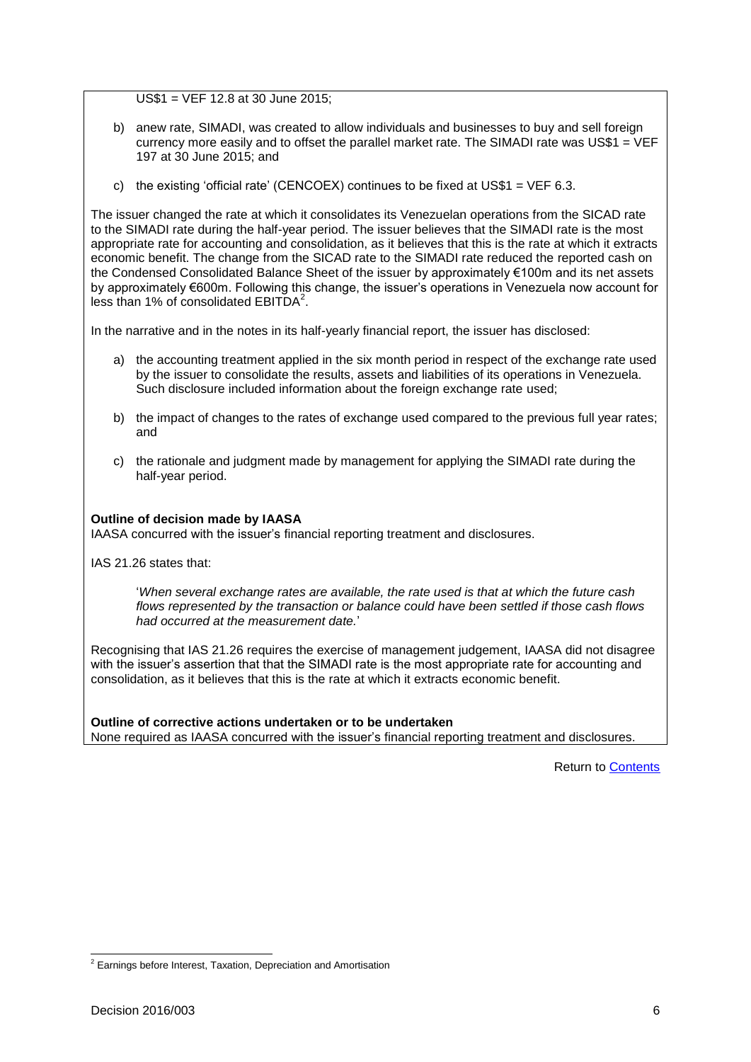US$1 = VEF 12.8 at 30 June 2015;

b) anew rate, SIMADI, was created to allow individuals and businesses to buy and sell foreign currency more easily and to offset the parallel market rate. The SIMADI rate was US$1 = VEF 197 at 30 June 2015; and

c) the existing 'official rate' (CENCOEX) continues to be fixed at US$1 = VEF 6.3.

The issuer changed the rate at which it consolidates its Venezuelan operations from the SICAD rate to the SIMADI rate during the half-year period. The issuer believes that the SIMADI rate is the most appropriate rate for accounting and consolidation, as it believes that this is the rate at which it extracts economic benefit. The change from the SICAD rate to the SIMADI rate reduced the reported cash on the Condensed Consolidated Balance Sheet of the issuer by approximately €100m and its net assets by approximately €600m. Following this change, the issuer's operations in Venezuela now account for less than 1% of consolidated EBITDA[2].

In the narrative and in the notes in its half-yearly financial report, the issuer has disclosed:

a) the accounting treatment applied in the six month period in respect of the exchange rate used by the issuer to consolidate the results, assets and liabilities of its operations in Venezuela. Such disclosure included information about the foreign exchange rate used;

b) the impact of changes to the rates of exchange used compared to the previous full year rates; and

c) the rationale and judgment made by management for applying the SIMADI rate during the half-year period.

**Outline of decision made by IAASA**

IAASA concurred with the issuer's financial reporting treatment and disclosures.

IAS 21.26 states that:

> '*When several exchange rates are available, the rate used is that at which the future cash flows represented by the transaction or balance could have been settled if those cash flows had occurred at the measurement date.*'

Recognising that IAS 21.26 requires the exercise of management judgement, IAASA did not disagree with the issuer's assertion that that the SIMADI rate is the most appropriate rate for accounting and consolidation, as it believes that this is the rate at which it extracts economic benefit.

**Outline of corrective actions undertaken or to be undertaken**

None required as IAASA concurred with the issuer's financial reporting treatment and disclosures.

Return to Contents

[2] Earnings before Interest, Taxation, Depreciation and Amortisation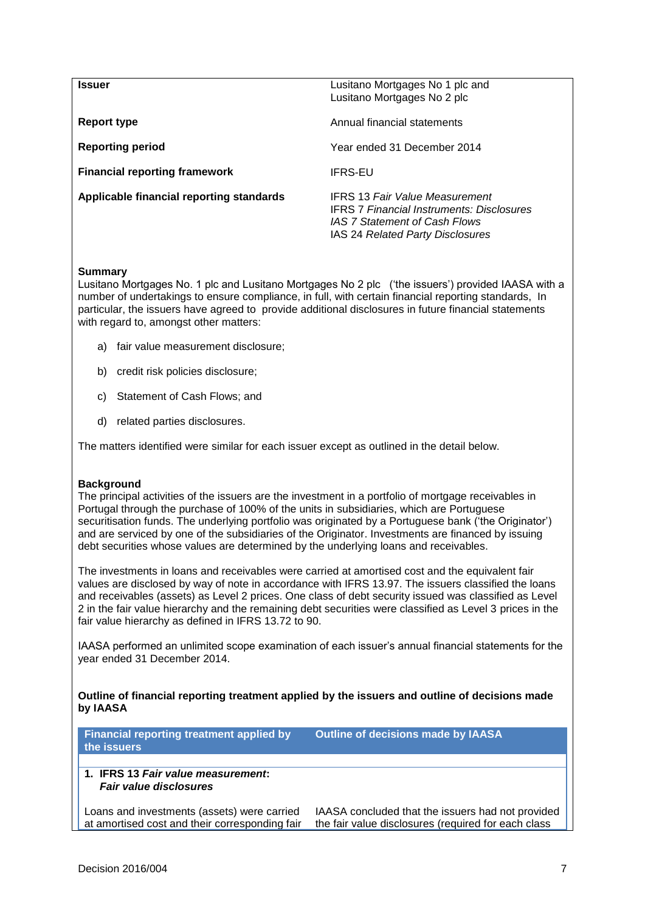| | |
|---|---|
| **Issuer** | Lusitano Mortgages No 1 plc and Lusitano Mortgages No 2 plc |
| **Report type** | Annual financial statements |
| **Reporting period** | Year ended 31 December 2014 |
| **Financial reporting framework** | IFRS-EU |
| **Applicable financial reporting standards** | IFRS 13 *Fair Value Measurement*<br>IFRS 7 *Financial Instruments: Disclosures*<br>*IAS 7 Statement of Cash Flows*<br>IAS 24 *Related Party Disclosures* |

**Summary**

Lusitano Mortgages No. 1 plc and Lusitano Mortgages No 2 plc ('the issuers') provided IAASA with a number of undertakings to ensure compliance, in full, with certain financial reporting standards, In particular, the issuers have agreed to provide additional disclosures in future financial statements with regard to, amongst other matters:

a) fair value measurement disclosure;

b) credit risk policies disclosure;

c) Statement of Cash Flows; and

d) related parties disclosures.

The matters identified were similar for each issuer except as outlined in the detail below.

**Background**

The principal activities of the issuers are the investment in a portfolio of mortgage receivables in Portugal through the purchase of 100% of the units in subsidiaries, which are Portuguese securitisation funds. The underlying portfolio was originated by a Portuguese bank ('the Originator') and are serviced by one of the subsidiaries of the Originator. Investments are financed by issuing debt securities whose values are determined by the underlying loans and receivables.

The investments in loans and receivables were carried at amortised cost and the equivalent fair values are disclosed by way of note in accordance with IFRS 13.97. The issuers classified the loans and receivables (assets) as Level 2 prices. One class of debt security issued was classified as Level 2 in the fair value hierarchy and the remaining debt securities were classified as Level 3 prices in the fair value hierarchy as defined in IFRS 13.72 to 90.

IAASA performed an unlimited scope examination of each issuer's annual financial statements for the year ended 31 December 2014.

**Outline of financial reporting treatment applied by the issuers and outline of decisions made by IAASA**

| Financial reporting treatment applied by the issuers | Outline of decisions made by IAASA |
|---|---|
| **1. IFRS 13 *Fair value measurement*: *Fair value disclosures*** | |
| Loans and investments (assets) were carried at amortised cost and their corresponding fair | IAASA concluded that the issuers had not provided the fair value disclosures (required for each class |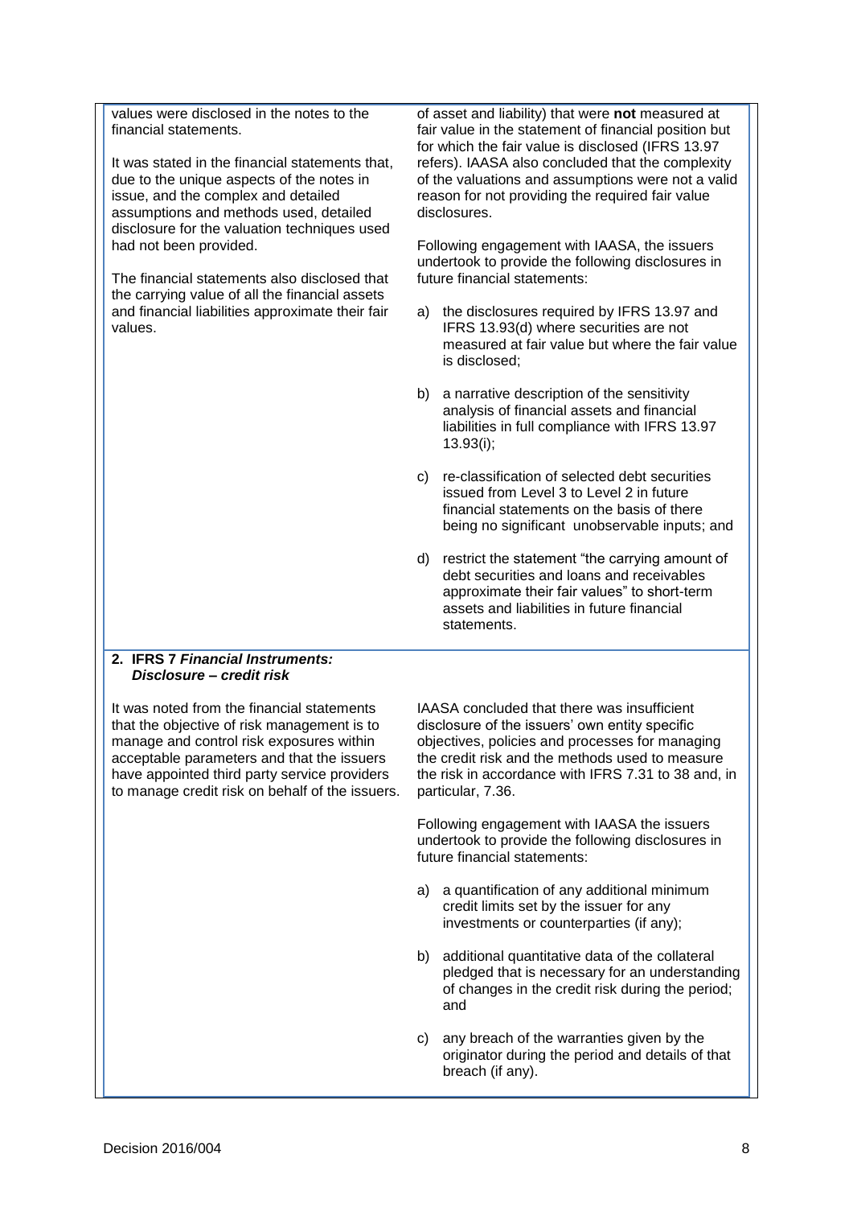| | |
|---|---|
| values were disclosed in the notes to the financial statements.<br><br>It was stated in the financial statements that, due to the unique aspects of the notes in issue, and the complex and detailed assumptions and methods used, detailed disclosure for the valuation techniques used had not been provided.<br><br>The financial statements also disclosed that the carrying value of all the financial assets and financial liabilities approximate their fair values. | of asset and liability) that were **not** measured at fair value in the statement of financial position but for which the fair value is disclosed (IFRS 13.97 refers). IAASA also concluded that the complexity of the valuations and assumptions were not a valid reason for not providing the required fair value disclosures.<br><br>Following engagement with IAASA, the issuers undertook to provide the following disclosures in future financial statements:<br><br>a) the disclosures required by IFRS 13.97 and IFRS 13.93(d) where securities are not measured at fair value but where the fair value is disclosed;<br><br>b) a narrative description of the sensitivity analysis of financial assets and financial liabilities in full compliance with IFRS 13.97 13.93(i);<br><br>c) re-classification of selected debt securities issued from Level 3 to Level 2 in future financial statements on the basis of there being no significant unobservable inputs; and<br><br>d) restrict the statement "the carrying amount of debt securities and loans and receivables approximate their fair values" to short-term assets and liabilities in future financial statements. |
| **2. IFRS 7 *Financial Instruments: Disclosure – credit risk***<br><br>It was noted from the financial statements that the objective of risk management is to manage and control risk exposures within acceptable parameters and that the issuers have appointed third party service providers to manage credit risk on behalf of the issuers. | IAASA concluded that there was insufficient disclosure of the issuers' own entity specific objectives, policies and processes for managing the credit risk and the methods used to measure the risk in accordance with IFRS 7.31 to 38 and, in particular, 7.36.<br><br>Following engagement with IAASA the issuers undertook to provide the following disclosures in future financial statements:<br><br>a) a quantification of any additional minimum credit limits set by the issuer for any investments or counterparties (if any);<br><br>b) additional quantitative data of the collateral pledged that is necessary for an understanding of changes in the credit risk during the period; and<br><br>c) any breach of the warranties given by the originator during the period and details of that breach (if any). |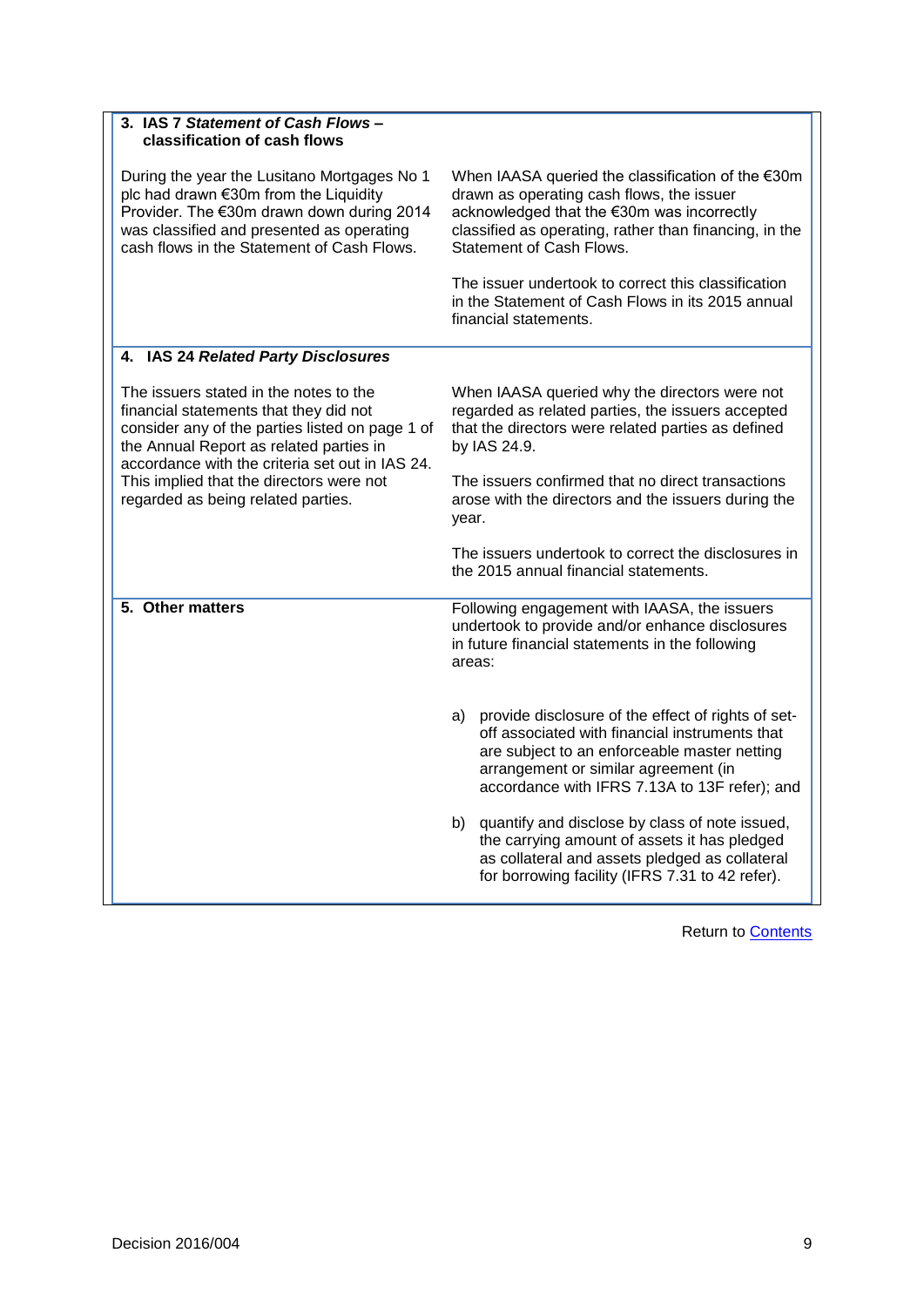| | |
|---|---|
| **3. IAS 7 *Statement of Cash Flows* – classification of cash flows** | |
| During the year the Lusitano Mortgages No 1 plc had drawn €30m from the Liquidity Provider. The €30m drawn down during 2014 was classified and presented as operating cash flows in the Statement of Cash Flows. | When IAASA queried the classification of the €30m drawn as operating cash flows, the issuer acknowledged that the €30m was incorrectly classified as operating, rather than financing, in the Statement of Cash Flows.<br><br>The issuer undertook to correct this classification in the Statement of Cash Flows in its 2015 annual financial statements. |
| **4. IAS 24 *Related Party Disclosures*** | |
| The issuers stated in the notes to the financial statements that they did not consider any of the parties listed on page 1 of the Annual Report as related parties in accordance with the criteria set out in IAS 24. This implied that the directors were not regarded as being related parties. | When IAASA queried why the directors were not regarded as related parties, the issuers accepted that the directors were related parties as defined by IAS 24.9.<br><br>The issuers confirmed that no direct transactions arose with the directors and the issuers during the year.<br><br>The issuers undertook to correct the disclosures in the 2015 annual financial statements. |
| **5. Other matters** | Following engagement with IAASA, the issuers undertook to provide and/or enhance disclosures in future financial statements in the following areas:<br><br>a) provide disclosure of the effect of rights of set-off associated with financial instruments that are subject to an enforceable master netting arrangement or similar agreement (in accordance with IFRS 7.13A to 13F refer); and<br><br>b) quantify and disclose by class of note issued, the carrying amount of assets it has pledged as collateral and assets pledged as collateral for borrowing facility (IFRS 7.31 to 42 refer). |

Return to Contents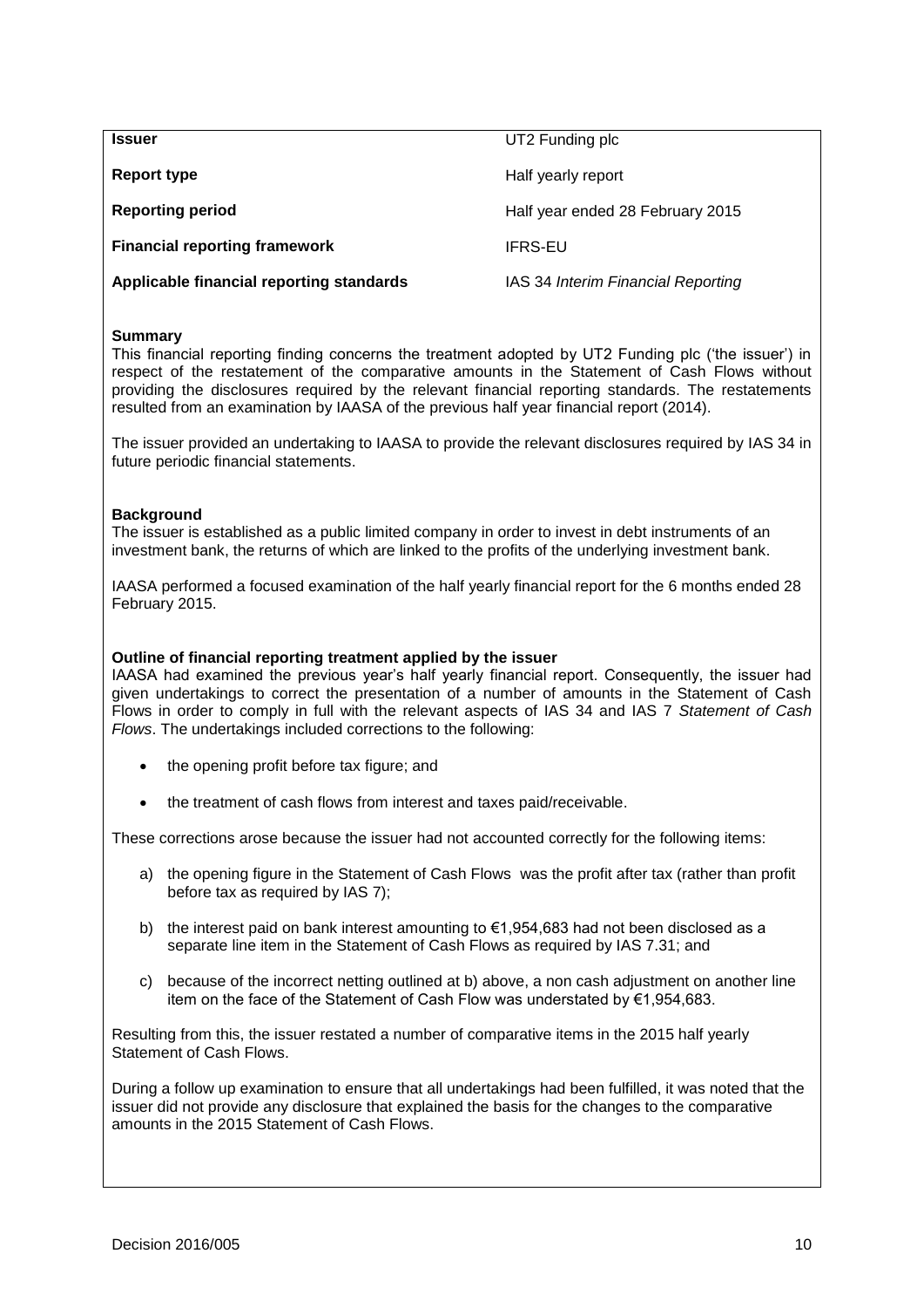| | |
|---|---|
| **Issuer** | UT2 Funding plc |
| **Report type** | Half yearly report |
| **Reporting period** | Half year ended 28 February 2015 |
| **Financial reporting framework** | IFRS-EU |
| **Applicable financial reporting standards** | IAS 34 *Interim Financial Reporting* |

**Summary**

This financial reporting finding concerns the treatment adopted by UT2 Funding plc ('the issuer') in respect of the restatement of the comparative amounts in the Statement of Cash Flows without providing the disclosures required by the relevant financial reporting standards. The restatements resulted from an examination by IAASA of the previous half year financial report (2014).

The issuer provided an undertaking to IAASA to provide the relevant disclosures required by IAS 34 in future periodic financial statements.

**Background**

The issuer is established as a public limited company in order to invest in debt instruments of an investment bank, the returns of which are linked to the profits of the underlying investment bank.

IAASA performed a focused examination of the half yearly financial report for the 6 months ended 28 February 2015.

**Outline of financial reporting treatment applied by the issuer**

IAASA had examined the previous year's half yearly financial report. Consequently, the issuer had given undertakings to correct the presentation of a number of amounts in the Statement of Cash Flows in order to comply in full with the relevant aspects of IAS 34 and IAS 7 *Statement of Cash Flows*. The undertakings included corrections to the following:

- the opening profit before tax figure; and
- the treatment of cash flows from interest and taxes paid/receivable.

These corrections arose because the issuer had not accounted correctly for the following items:

a) the opening figure in the Statement of Cash Flows was the profit after tax (rather than profit before tax as required by IAS 7);

b) the interest paid on bank interest amounting to €1,954,683 had not been disclosed as a separate line item in the Statement of Cash Flows as required by IAS 7.31; and

c) because of the incorrect netting outlined at b) above, a non cash adjustment on another line item on the face of the Statement of Cash Flow was understated by €1,954,683.

Resulting from this, the issuer restated a number of comparative items in the 2015 half yearly Statement of Cash Flows.

During a follow up examination to ensure that all undertakings had been fulfilled, it was noted that the issuer did not provide any disclosure that explained the basis for the changes to the comparative amounts in the 2015 Statement of Cash Flows.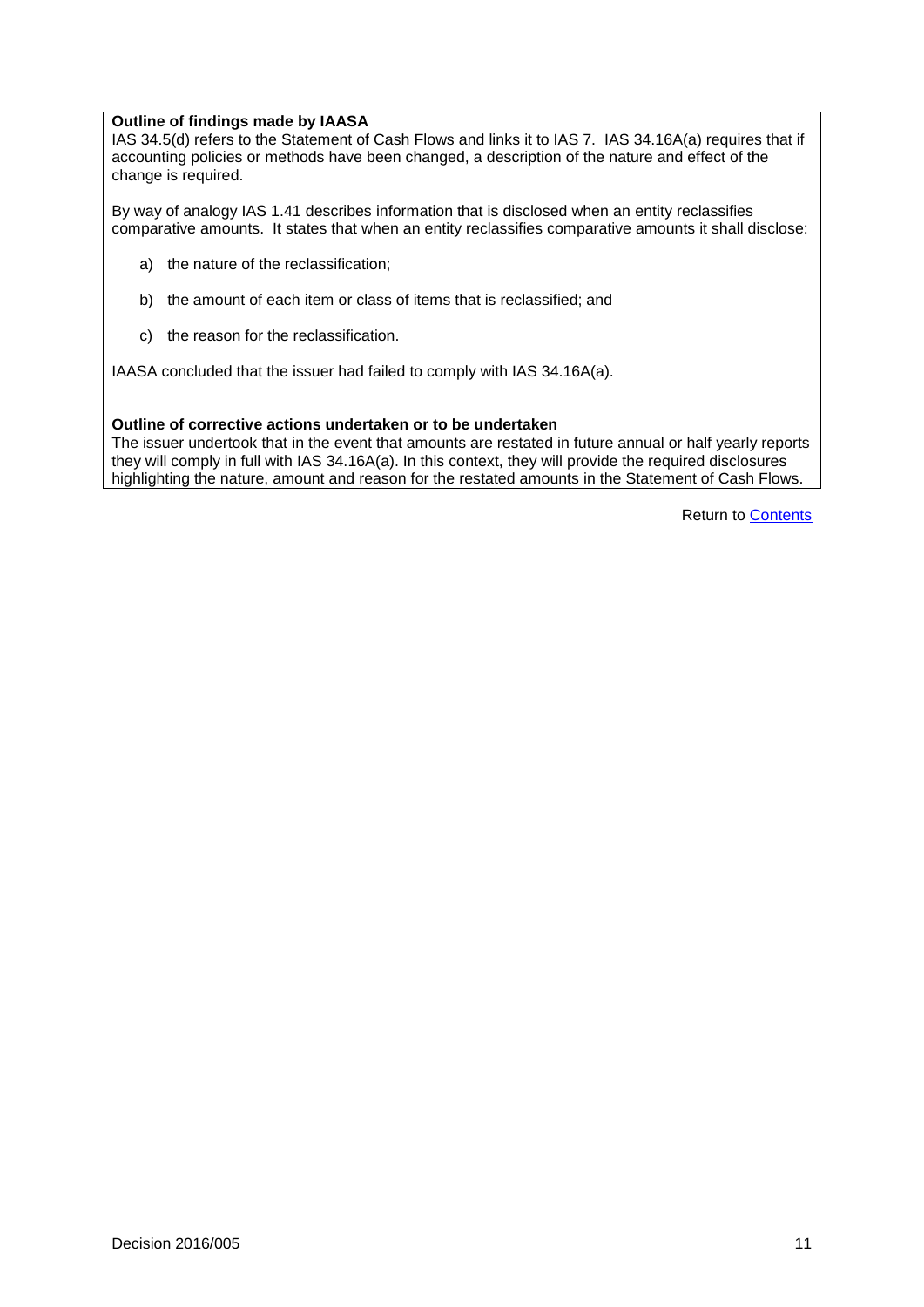**Outline of findings made by IAASA**

IAS 34.5(d) refers to the Statement of Cash Flows and links it to IAS 7. IAS 34.16A(a) requires that if accounting policies or methods have been changed, a description of the nature and effect of the change is required.

By way of analogy IAS 1.41 describes information that is disclosed when an entity reclassifies comparative amounts. It states that when an entity reclassifies comparative amounts it shall disclose:

a) the nature of the reclassification;

b) the amount of each item or class of items that is reclassified; and

c) the reason for the reclassification.

IAASA concluded that the issuer had failed to comply with IAS 34.16A(a).

**Outline of corrective actions undertaken or to be undertaken**

The issuer undertook that in the event that amounts are restated in future annual or half yearly reports they will comply in full with IAS 34.16A(a). In this context, they will provide the required disclosures highlighting the nature, amount and reason for the restated amounts in the Statement of Cash Flows.

Return to Contents